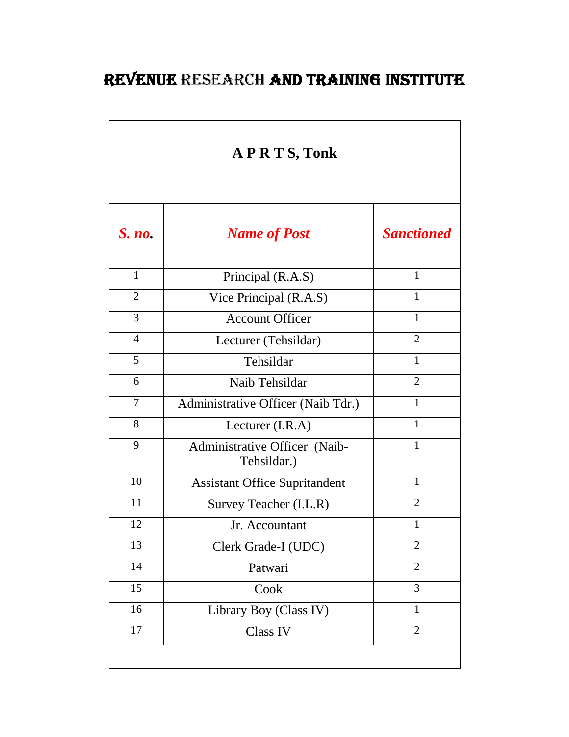# REVENUE RESEARCH AND TRAINING INSTITUTE

## A P R T S, Tonk

| S. no. | Name of Post | Sanctioned |
|---|---|---|
| 1 | Principal (R.A.S) | 1 |
| 2 | Vice Principal (R.A.S) | 1 |
| 3 | Account Officer | 1 |
| 4 | Lecturer (Tehsildar) | 2 |
| 5 | Tehsildar | 1 |
| 6 | Naib Tehsildar | 2 |
| 7 | Administrative Officer (Naib Tdr.) | 1 |
| 8 | Lecturer (I.R.A) | 1 |
| 9 | Administrative Officer (Naib-Tehsildar.) | 1 |
| 10 | Assistant Office Supritandent | 1 |
| 11 | Survey Teacher (I.L.R) | 2 |
| 12 | Jr. Accountant | 1 |
| 13 | Clerk Grade-I (UDC) | 2 |
| 14 | Patwari | 2 |
| 15 | Cook | 3 |
| 16 | Library Boy (Class IV) | 1 |
| 17 | Class IV | 2 |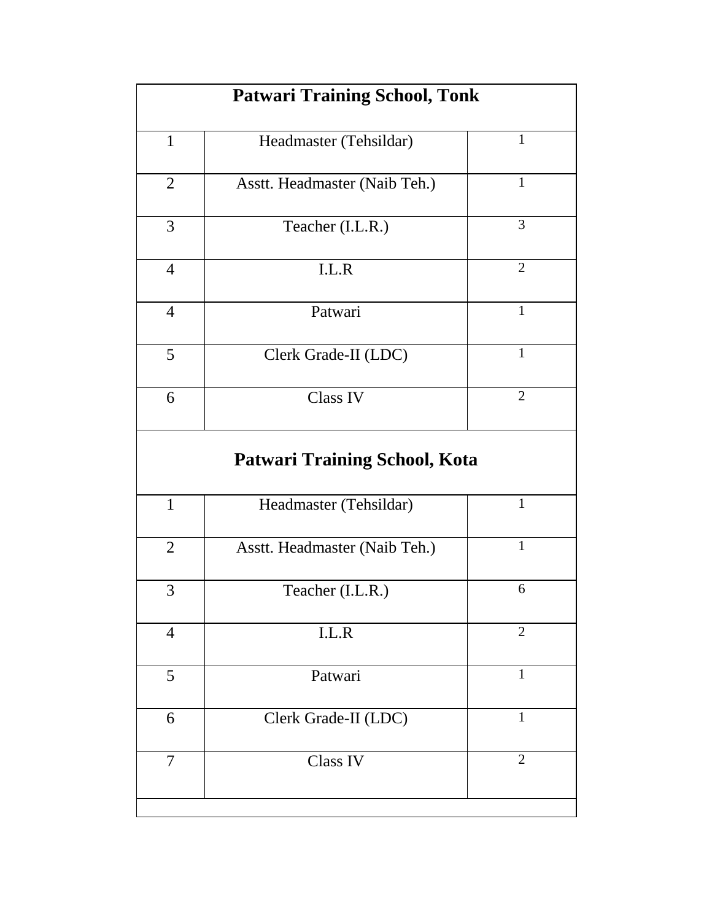| Patwari Training School, Tonk | | |
|---|---|---|
| 1 | Headmaster (Tehsildar) | 1 |
| 2 | Asstt. Headmaster (Naib Teh.) | 1 |
| 3 | Teacher (I.L.R.) | 3 |
| 4 | I.L.R | 2 |
| 4 | Patwari | 1 |
| 5 | Clerk Grade-II (LDC) | 1 |
| 6 | Class IV | 2 |
| **Patwari Training School, Kota** | | |
| 1 | Headmaster (Tehsildar) | 1 |
| 2 | Asstt. Headmaster (Naib Teh.) | 1 |
| 3 | Teacher (I.L.R.) | 6 |
| 4 | I.L.R | 2 |
| 5 | Patwari | 1 |
| 6 | Clerk Grade-II (LDC) | 1 |
| 7 | Class IV | 2 |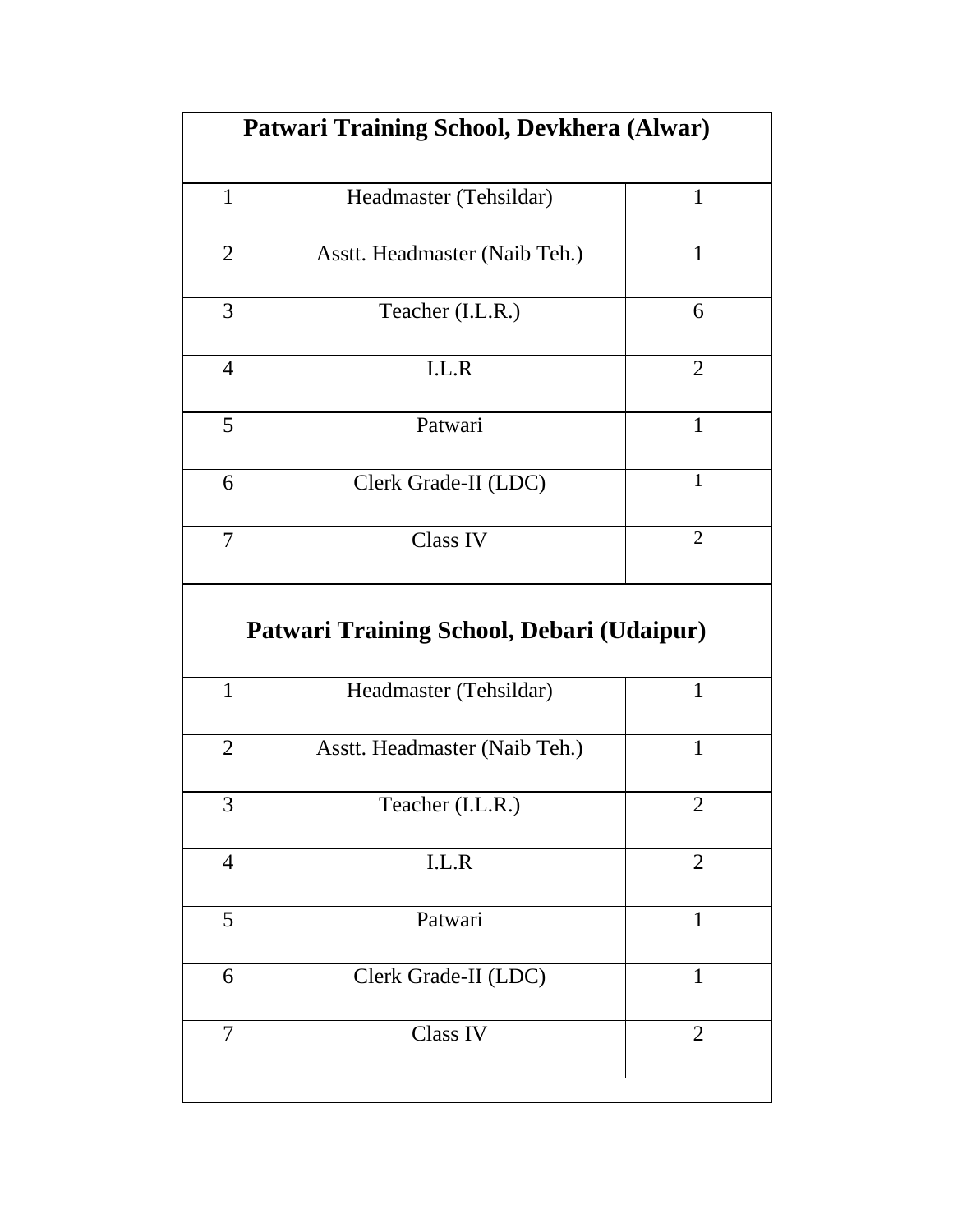| Patwari Training School, Devkhera (Alwar) | | |
|---|---|---|
| 1 | Headmaster (Tehsildar) | 1 |
| 2 | Asstt. Headmaster (Naib Teh.) | 1 |
| 3 | Teacher (I.L.R.) | 6 |
| 4 | I.L.R | 2 |
| 5 | Patwari | 1 |
| 6 | Clerk Grade-II (LDC) | 1 |
| 7 | Class IV | 2 |
| **Patwari Training School, Debari (Udaipur)** | | |
| 1 | Headmaster (Tehsildar) | 1 |
| 2 | Asstt. Headmaster (Naib Teh.) | 1 |
| 3 | Teacher (I.L.R.) | 2 |
| 4 | I.L.R | 2 |
| 5 | Patwari | 1 |
| 6 | Clerk Grade-II (LDC) | 1 |
| 7 | Class IV | 2 |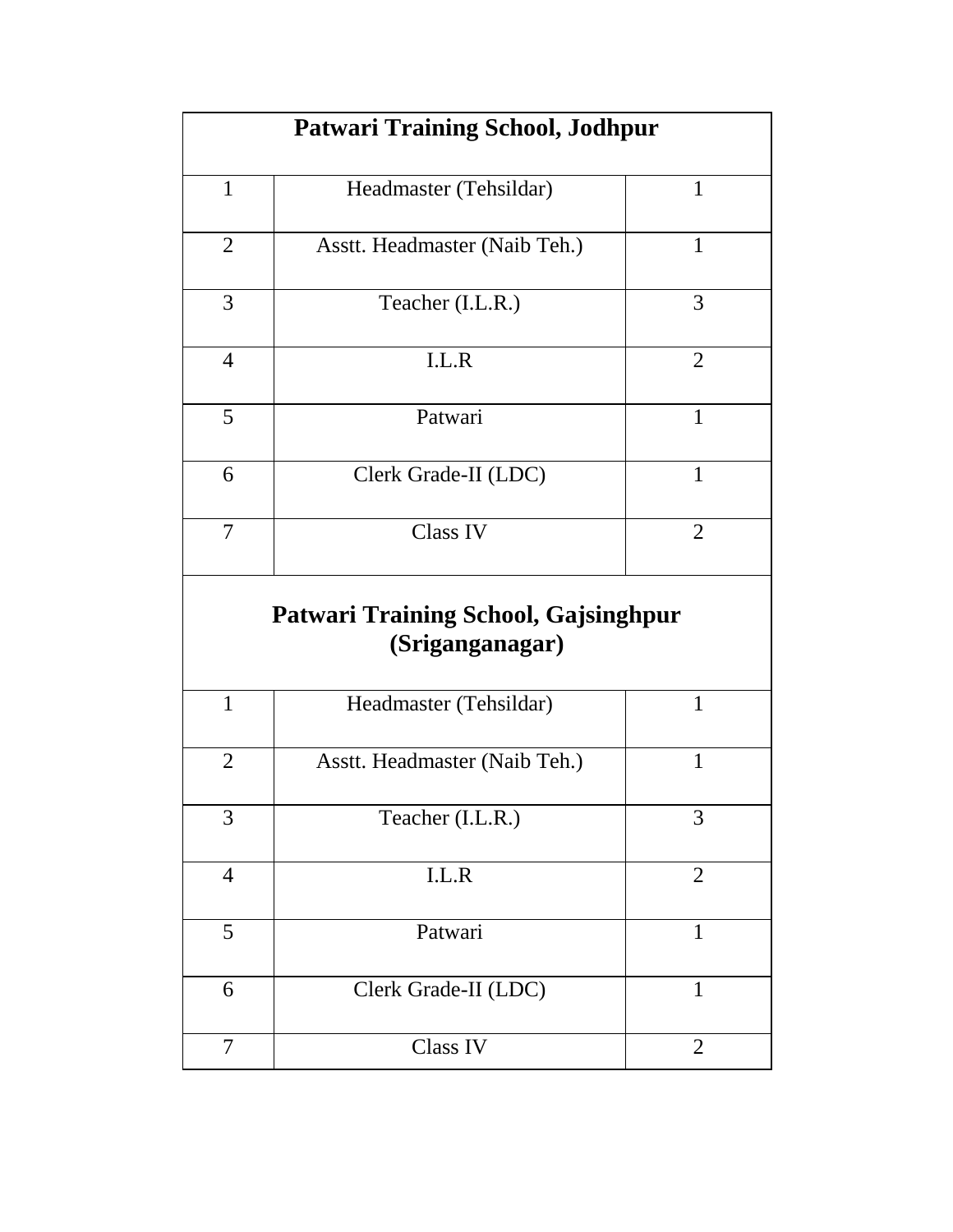| Patwari Training School, Jodhpur | | |
|---|---|---|
| 1 | Headmaster (Tehsildar) | 1 |
| 2 | Asstt. Headmaster (Naib Teh.) | 1 |
| 3 | Teacher (I.L.R.) | 3 |
| 4 | I.L.R | 2 |
| 5 | Patwari | 1 |
| 6 | Clerk Grade-II (LDC) | 1 |
| 7 | Class IV | 2 |
| **Patwari Training School, Gajsinghpur (Sriganganagar)** | | |
| 1 | Headmaster (Tehsildar) | 1 |
| 2 | Asstt. Headmaster (Naib Teh.) | 1 |
| 3 | Teacher (I.L.R.) | 3 |
| 4 | I.L.R | 2 |
| 5 | Patwari | 1 |
| 6 | Clerk Grade-II (LDC) | 1 |
| 7 | Class IV | 2 |